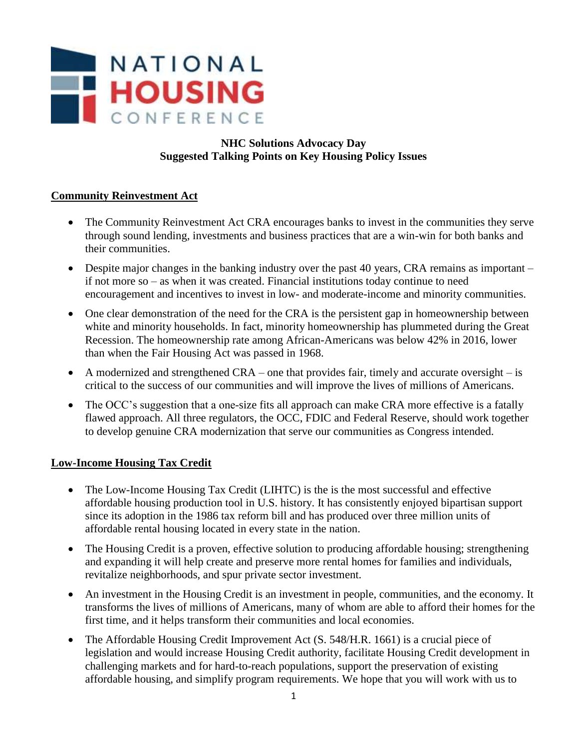NATIONAL HOUSING CONFERENCE

**NHC Solutions Advocacy Day**
**Suggested Talking Points on Key Housing Policy Issues**

## Community Reinvestment Act

- The Community Reinvestment Act CRA encourages banks to invest in the communities they serve through sound lending, investments and business practices that are a win-win for both banks and their communities.
- Despite major changes in the banking industry over the past 40 years, CRA remains as important – if not more so – as when it was created. Financial institutions today continue to need encouragement and incentives to invest in low- and moderate-income and minority communities.
- One clear demonstration of the need for the CRA is the persistent gap in homeownership between white and minority households. In fact, minority homeownership has plummeted during the Great Recession. The homeownership rate among African-Americans was below 42% in 2016, lower than when the Fair Housing Act was passed in 1968.
- A modernized and strengthened CRA – one that provides fair, timely and accurate oversight – is critical to the success of our communities and will improve the lives of millions of Americans.
- The OCC's suggestion that a one-size fits all approach can make CRA more effective is a fatally flawed approach. All three regulators, the OCC, FDIC and Federal Reserve, should work together to develop genuine CRA modernization that serve our communities as Congress intended.

## Low-Income Housing Tax Credit

- The Low-Income Housing Tax Credit (LIHTC) is the is the most successful and effective affordable housing production tool in U.S. history. It has consistently enjoyed bipartisan support since its adoption in the 1986 tax reform bill and has produced over three million units of affordable rental housing located in every state in the nation.
- The Housing Credit is a proven, effective solution to producing affordable housing; strengthening and expanding it will help create and preserve more rental homes for families and individuals, revitalize neighborhoods, and spur private sector investment.
- An investment in the Housing Credit is an investment in people, communities, and the economy. It transforms the lives of millions of Americans, many of whom are able to afford their homes for the first time, and it helps transform their communities and local economies.
- The Affordable Housing Credit Improvement Act (S. 548/H.R. 1661) is a crucial piece of legislation and would increase Housing Credit authority, facilitate Housing Credit development in challenging markets and for hard-to-reach populations, support the preservation of existing affordable housing, and simplify program requirements. We hope that you will work with us to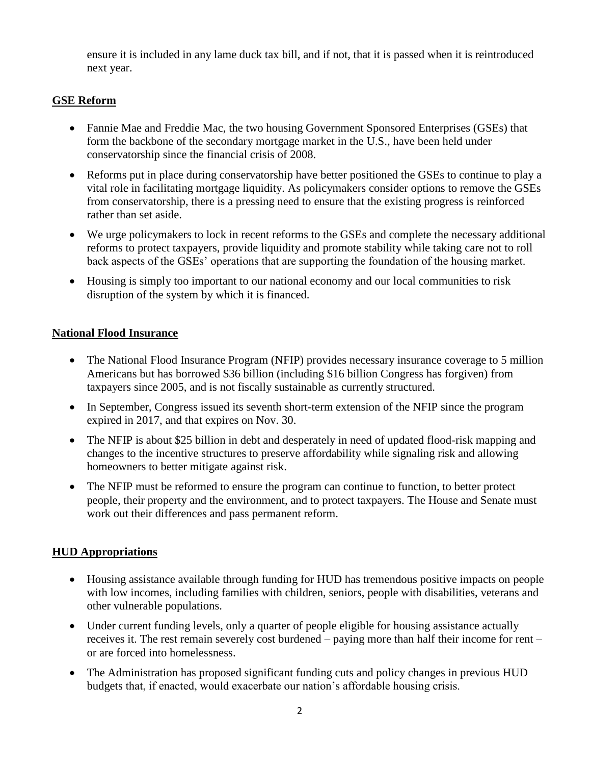ensure it is included in any lame duck tax bill, and if not, that it is passed when it is reintroduced next year.

## GSE Reform

- Fannie Mae and Freddie Mac, the two housing Government Sponsored Enterprises (GSEs) that form the backbone of the secondary mortgage market in the U.S., have been held under conservatorship since the financial crisis of 2008.
- Reforms put in place during conservatorship have better positioned the GSEs to continue to play a vital role in facilitating mortgage liquidity. As policymakers consider options to remove the GSEs from conservatorship, there is a pressing need to ensure that the existing progress is reinforced rather than set aside.
- We urge policymakers to lock in recent reforms to the GSEs and complete the necessary additional reforms to protect taxpayers, provide liquidity and promote stability while taking care not to roll back aspects of the GSEs' operations that are supporting the foundation of the housing market.
- Housing is simply too important to our national economy and our local communities to risk disruption of the system by which it is financed.

## National Flood Insurance

- The National Flood Insurance Program (NFIP) provides necessary insurance coverage to 5 million Americans but has borrowed $36 billion (including $16 billion Congress has forgiven) from taxpayers since 2005, and is not fiscally sustainable as currently structured.
- In September, Congress issued its seventh short-term extension of the NFIP since the program expired in 2017, and that expires on Nov. 30.
- The NFIP is about $25 billion in debt and desperately in need of updated flood-risk mapping and changes to the incentive structures to preserve affordability while signaling risk and allowing homeowners to better mitigate against risk.
- The NFIP must be reformed to ensure the program can continue to function, to better protect people, their property and the environment, and to protect taxpayers. The House and Senate must work out their differences and pass permanent reform.

## HUD Appropriations

- Housing assistance available through funding for HUD has tremendous positive impacts on people with low incomes, including families with children, seniors, people with disabilities, veterans and other vulnerable populations.
- Under current funding levels, only a quarter of people eligible for housing assistance actually receives it. The rest remain severely cost burdened – paying more than half their income for rent – or are forced into homelessness.
- The Administration has proposed significant funding cuts and policy changes in previous HUD budgets that, if enacted, would exacerbate our nation's affordable housing crisis.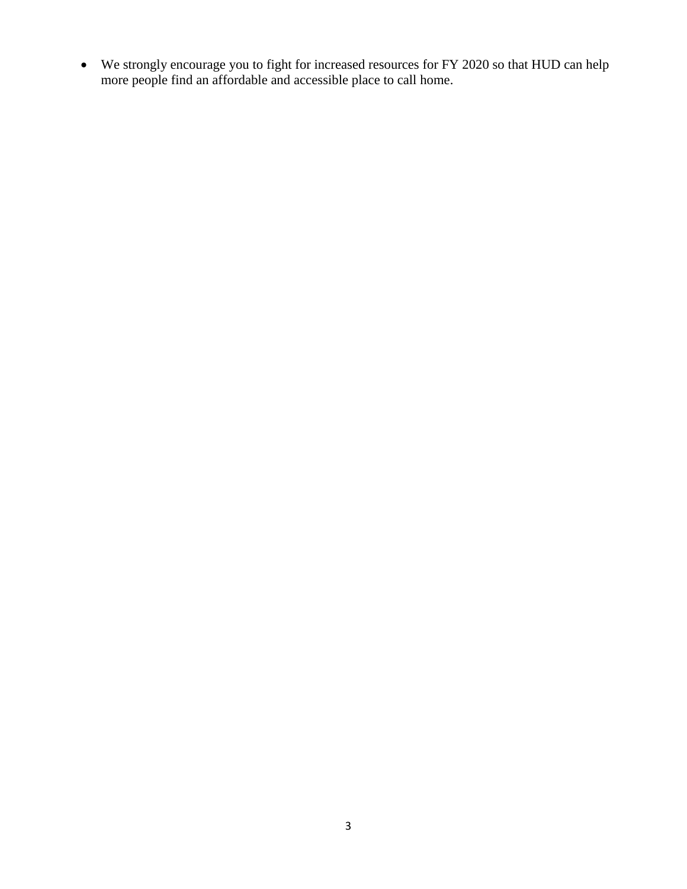- We strongly encourage you to fight for increased resources for FY 2020 so that HUD can help more people find an affordable and accessible place to call home.